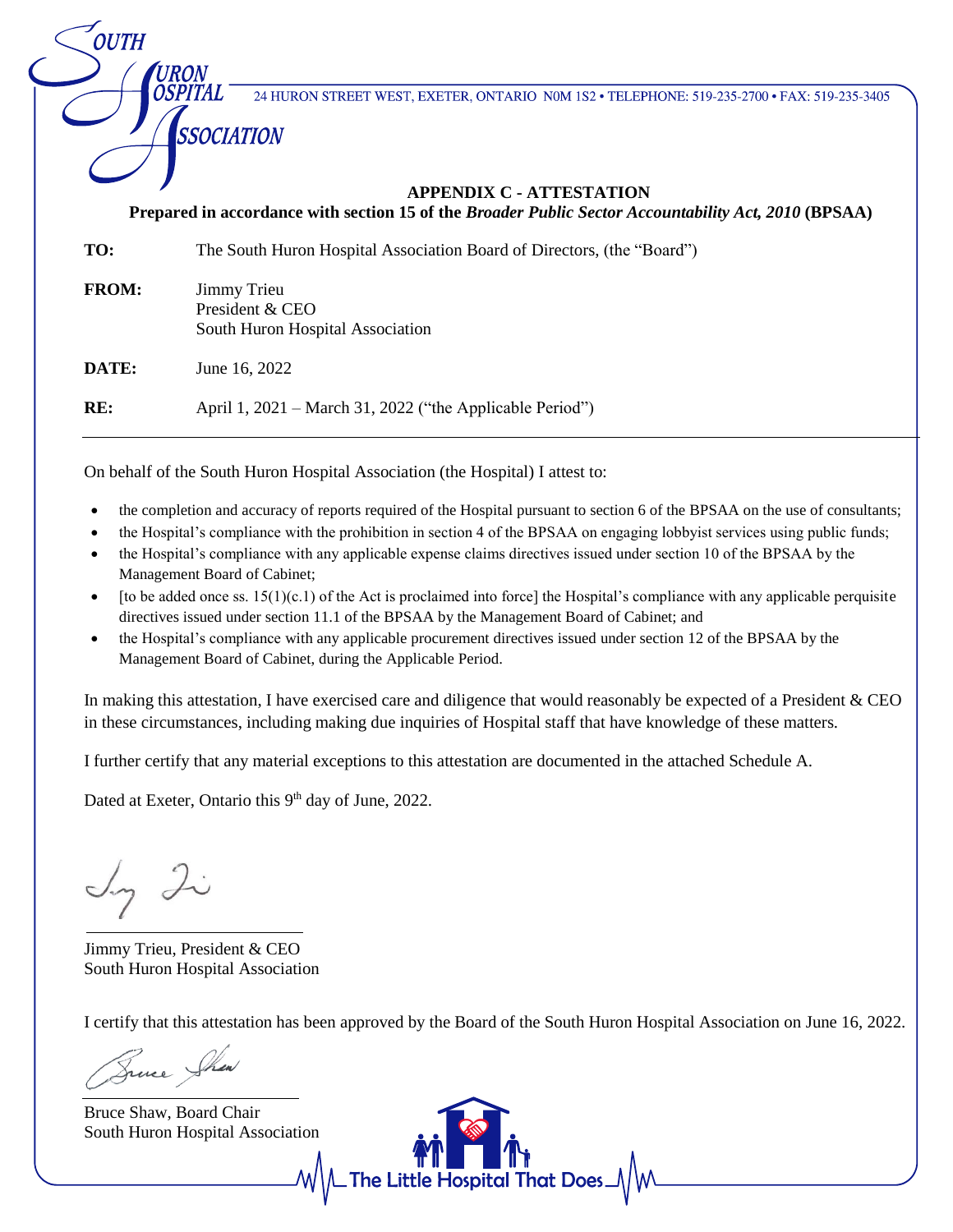SOUTH HURON HOSPITAL ASSOCIATION

24 HURON STREET WEST, EXETER, ONTARIO N0M 1S2 • TELEPHONE: 519-235-2700 • FAX: 519-235-3405

**APPENDIX C - ATTESTATION**

**Prepared in accordance with section 15 of the *Broader Public Sector Accountability Act, 2010* (BPSAA)**

**TO:** The South Huron Hospital Association Board of Directors, (the "Board")

**FROM:** Jimmy Trieu
President & CEO
South Huron Hospital Association

**DATE:** June 16, 2022

**RE:** April 1, 2021 – March 31, 2022 ("the Applicable Period")

On behalf of the South Huron Hospital Association (the Hospital) I attest to:

- the completion and accuracy of reports required of the Hospital pursuant to section 6 of the BPSAA on the use of consultants;
- the Hospital's compliance with the prohibition in section 4 of the BPSAA on engaging lobbyist services using public funds;
- the Hospital's compliance with any applicable expense claims directives issued under section 10 of the BPSAA by the Management Board of Cabinet;
- [to be added once ss. 15(1)(c.1) of the Act is proclaimed into force] the Hospital's compliance with any applicable perquisite directives issued under section 11.1 of the BPSAA by the Management Board of Cabinet; and
- the Hospital's compliance with any applicable procurement directives issued under section 12 of the BPSAA by the Management Board of Cabinet, during the Applicable Period.

In making this attestation, I have exercised care and diligence that would reasonably be expected of a President & CEO in these circumstances, including making due inquiries of Hospital staff that have knowledge of these matters.

I further certify that any material exceptions to this attestation are documented in the attached Schedule A.

Dated at Exeter, Ontario this 9th day of June, 2022.

Jimmy Trieu, President & CEO
South Huron Hospital Association

I certify that this attestation has been approved by the Board of the South Huron Hospital Association on June 16, 2022.

Bruce Shaw, Board Chair
South Huron Hospital Association

The Little Hospital That Does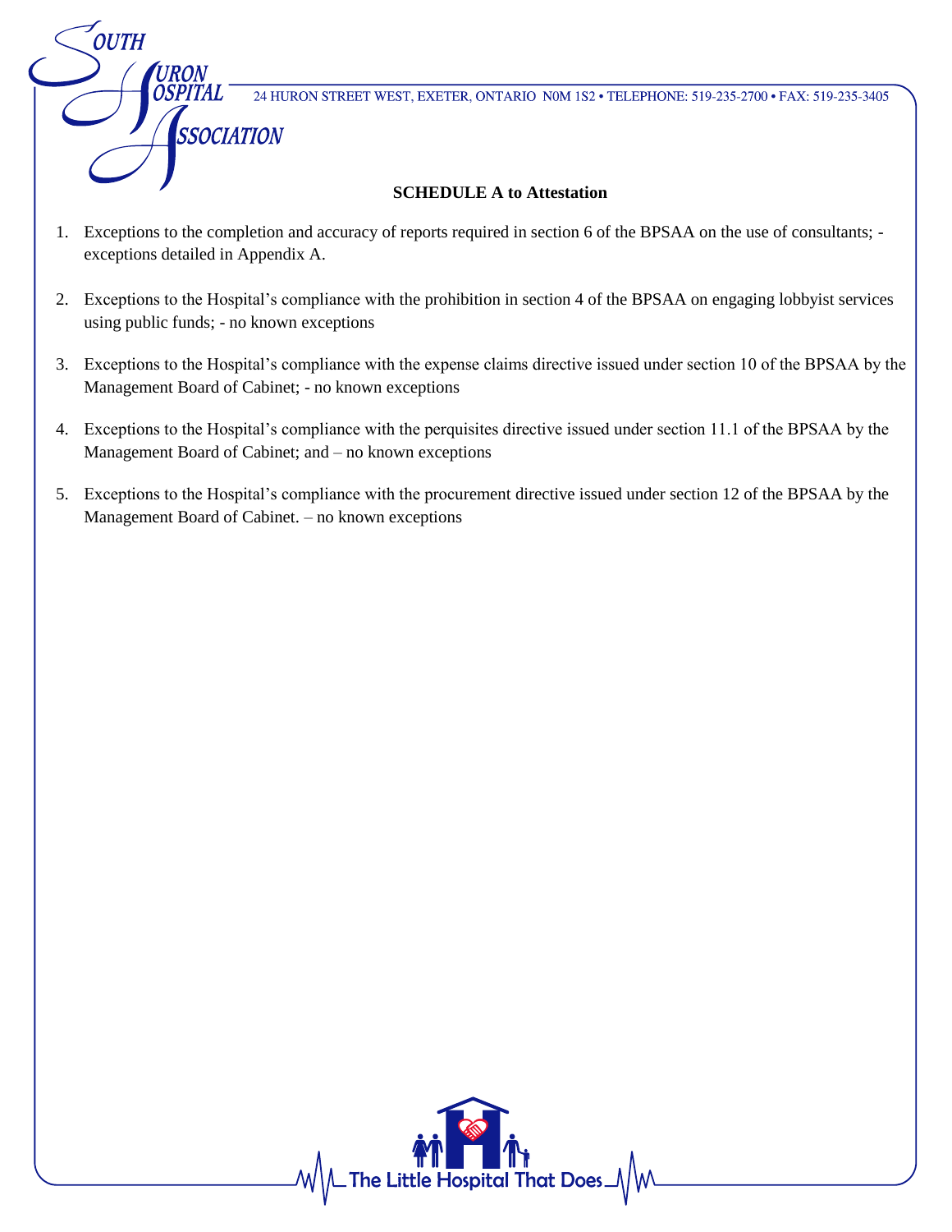**SCHEDULE A to Attestation**

1. Exceptions to the completion and accuracy of reports required in section 6 of the BPSAA on the use of consultants; - exceptions detailed in Appendix A.

2. Exceptions to the Hospital's compliance with the prohibition in section 4 of the BPSAA on engaging lobbyist services using public funds; - no known exceptions

3. Exceptions to the Hospital's compliance with the expense claims directive issued under section 10 of the BPSAA by the Management Board of Cabinet; - no known exceptions

4. Exceptions to the Hospital's compliance with the perquisites directive issued under section 11.1 of the BPSAA by the Management Board of Cabinet; and – no known exceptions

5. Exceptions to the Hospital's compliance with the procurement directive issued under section 12 of the BPSAA by the Management Board of Cabinet. – no known exceptions